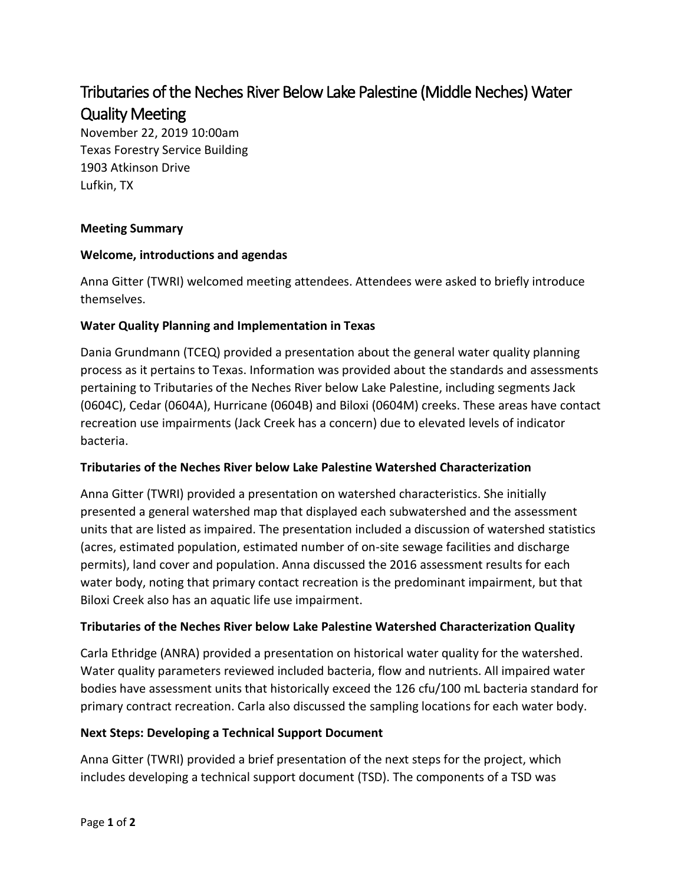# Tributaries of the Neches River Below Lake Palestine (Middle Neches) Water Quality Meeting

November 22, 2019 10:00am
Texas Forestry Service Building
1903 Atkinson Drive
Lufkin, TX

**Meeting Summary**

**Welcome, introductions and agendas**

Anna Gitter (TWRI) welcomed meeting attendees. Attendees were asked to briefly introduce themselves.

**Water Quality Planning and Implementation in Texas**

Dania Grundmann (TCEQ) provided a presentation about the general water quality planning process as it pertains to Texas. Information was provided about the standards and assessments pertaining to Tributaries of the Neches River below Lake Palestine, including segments Jack (0604C), Cedar (0604A), Hurricane (0604B) and Biloxi (0604M) creeks. These areas have contact recreation use impairments (Jack Creek has a concern) due to elevated levels of indicator bacteria.

**Tributaries of the Neches River below Lake Palestine Watershed Characterization**

Anna Gitter (TWRI) provided a presentation on watershed characteristics. She initially presented a general watershed map that displayed each subwatershed and the assessment units that are listed as impaired. The presentation included a discussion of watershed statistics (acres, estimated population, estimated number of on-site sewage facilities and discharge permits), land cover and population. Anna discussed the 2016 assessment results for each water body, noting that primary contact recreation is the predominant impairment, but that Biloxi Creek also has an aquatic life use impairment.

**Tributaries of the Neches River below Lake Palestine Watershed Characterization Quality**

Carla Ethridge (ANRA) provided a presentation on historical water quality for the watershed. Water quality parameters reviewed included bacteria, flow and nutrients. All impaired water bodies have assessment units that historically exceed the 126 cfu/100 mL bacteria standard for primary contract recreation. Carla also discussed the sampling locations for each water body.

**Next Steps: Developing a Technical Support Document**

Anna Gitter (TWRI) provided a brief presentation of the next steps for the project, which includes developing a technical support document (TSD). The components of a TSD was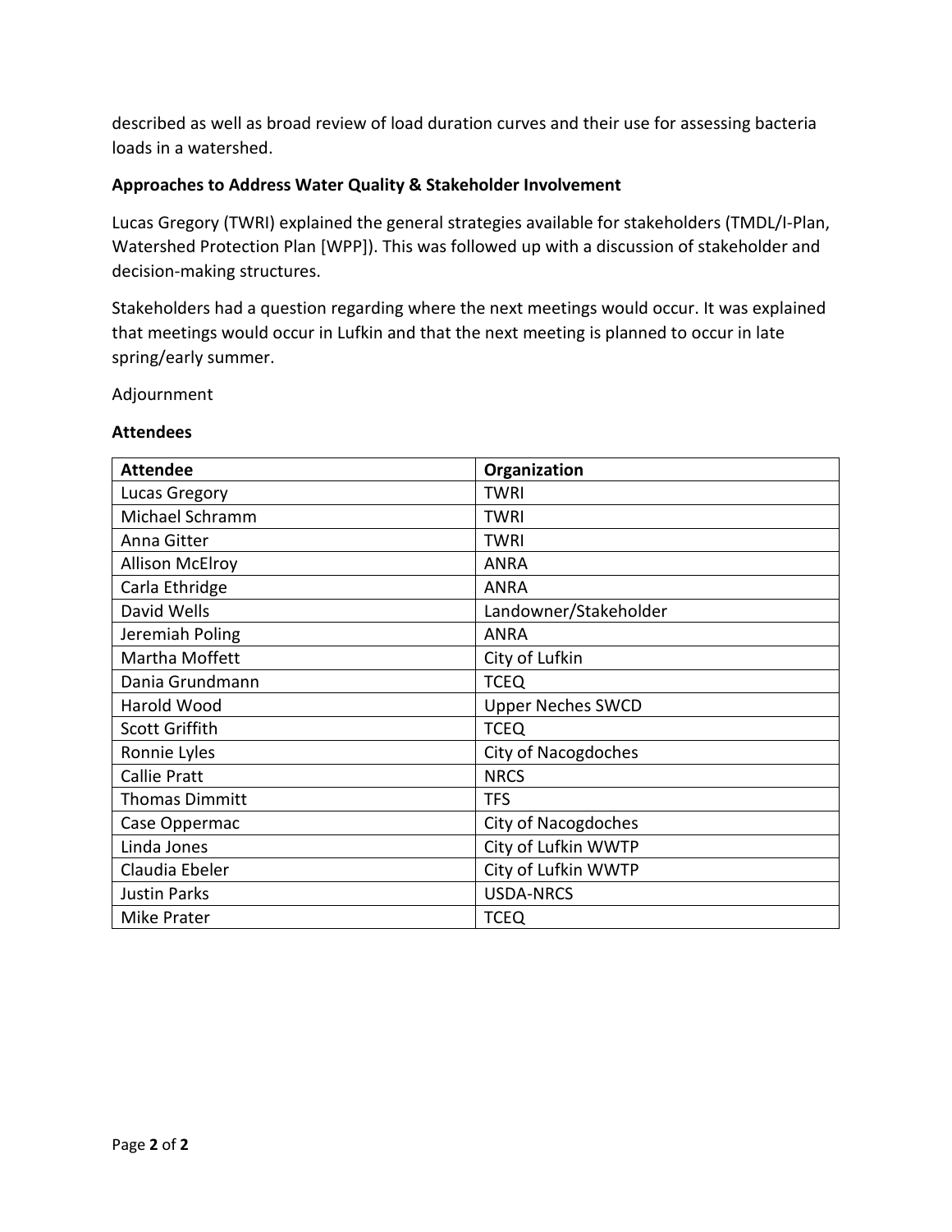described as well as broad review of load duration curves and their use for assessing bacteria loads in a watershed.

**Approaches to Address Water Quality & Stakeholder Involvement**

Lucas Gregory (TWRI) explained the general strategies available for stakeholders (TMDL/I-Plan, Watershed Protection Plan [WPP]). This was followed up with a discussion of stakeholder and decision-making structures.

Stakeholders had a question regarding where the next meetings would occur. It was explained that meetings would occur in Lufkin and that the next meeting is planned to occur in late spring/early summer.

Adjournment

**Attendees**

| Attendee | Organization |
|---|---|
| Lucas Gregory | TWRI |
| Michael Schramm | TWRI |
| Anna Gitter | TWRI |
| Allison McElroy | ANRA |
| Carla Ethridge | ANRA |
| David Wells | Landowner/Stakeholder |
| Jeremiah Poling | ANRA |
| Martha Moffett | City of Lufkin |
| Dania Grundmann | TCEQ |
| Harold Wood | Upper Neches SWCD |
| Scott Griffith | TCEQ |
| Ronnie Lyles | City of Nacogdoches |
| Callie Pratt | NRCS |
| Thomas Dimmitt | TFS |
| Case Oppermac | City of Nacogdoches |
| Linda Jones | City of Lufkin WWTP |
| Claudia Ebeler | City of Lufkin WWTP |
| Justin Parks | USDA-NRCS |
| Mike Prater | TCEQ |